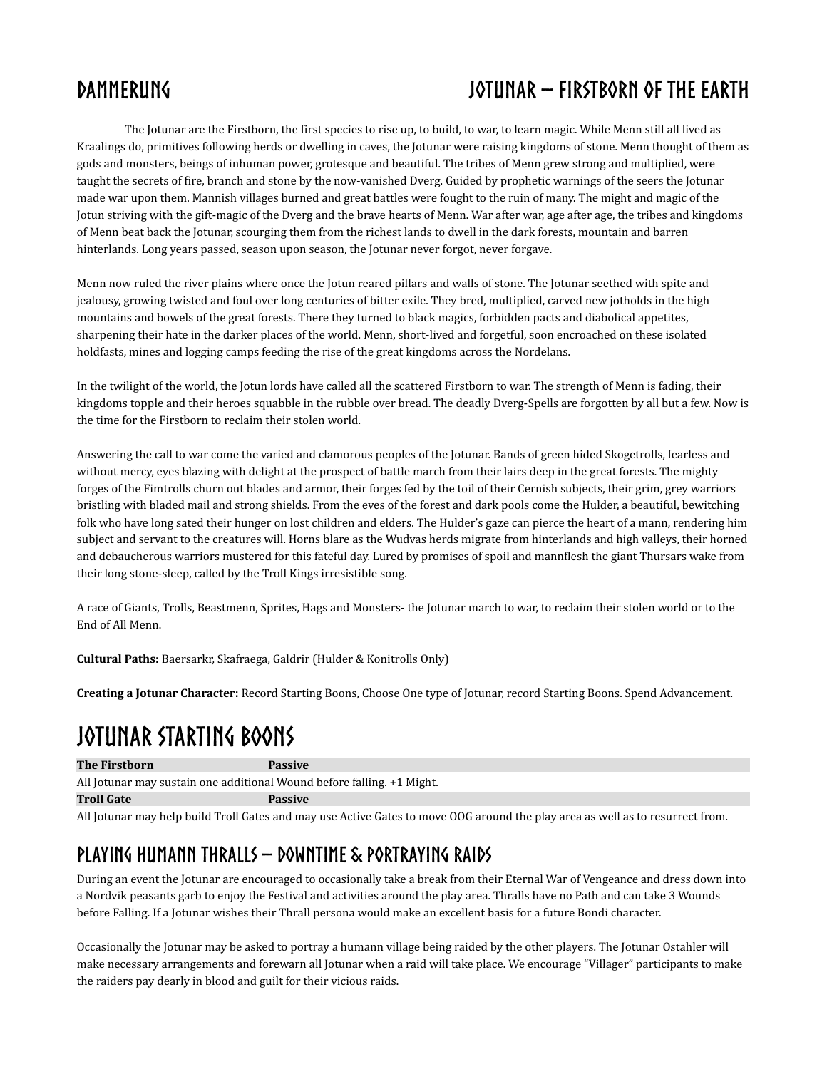# DAMMERUNG

# JOTUNAR – FIRSTBORN OF THE EARTH

The Jotunar are the Firstborn, the first species to rise up, to build, to war, to learn magic. While Menn still all lived as Kraalings do, primitives following herds or dwelling in caves, the Jotunar were raising kingdoms of stone. Menn thought of them as gods and monsters, beings of inhuman power, grotesque and beautiful. The tribes of Menn grew strong and multiplied, were taught the secrets of fire, branch and stone by the now-vanished Dverg. Guided by prophetic warnings of the seers the Jotunar made war upon them. Mannish villages burned and great battles were fought to the ruin of many. The might and magic of the Jotun striving with the gift-magic of the Dverg and the brave hearts of Menn. War after war, age after age, the tribes and kingdoms of Menn beat back the Jotunar, scourging them from the richest lands to dwell in the dark forests, mountain and barren hinterlands. Long years passed, season upon season, the Jotunar never forgot, never forgave.

Menn now ruled the river plains where once the Jotun reared pillars and walls of stone. The Jotunar seethed with spite and jealousy, growing twisted and foul over long centuries of bitter exile. They bred, multiplied, carved new jotholds in the high mountains and bowels of the great forests. There they turned to black magics, forbidden pacts and diabolical appetites, sharpening their hate in the darker places of the world. Menn, short-lived and forgetful, soon encroached on these isolated holdfasts, mines and logging camps feeding the rise of the great kingdoms across the Nordelans.

In the twilight of the world, the Jotun lords have called all the scattered Firstborn to war. The strength of Menn is fading, their kingdoms topple and their heroes squabble in the rubble over bread. The deadly Dverg-Spells are forgotten by all but a few. Now is the time for the Firstborn to reclaim their stolen world.

Answering the call to war come the varied and clamorous peoples of the Jotunar. Bands of green hided Skogetrolls, fearless and without mercy, eyes blazing with delight at the prospect of battle march from their lairs deep in the great forests. The mighty forges of the Fimtrolls churn out blades and armor, their forges fed by the toil of their Cernish subjects, their grim, grey warriors bristling with bladed mail and strong shields. From the eves of the forest and dark pools come the Hulder, a beautiful, bewitching folk who have long sated their hunger on lost children and elders. The Hulder's gaze can pierce the heart of a mann, rendering him subject and servant to the creatures will. Horns blare as the Wudvas herds migrate from hinterlands and high valleys, their horned and debaucherous warriors mustered for this fateful day. Lured by promises of spoil and mannflesh the giant Thursars wake from their long stone-sleep, called by the Troll Kings irresistible song.

A race of Giants, Trolls, Beastmenn, Sprites, Hags and Monsters- the Jotunar march to war, to reclaim their stolen world or to the End of All Menn.

**Cultural Paths:** Baersarkr, Skafraega, Galdrir (Hulder & Konitrolls Only)

**Creating a Jotunar Character:** Record Starting Boons, Choose One type of Jotunar, record Starting Boons. Spend Advancement.

## JOTUNAR STARTING BOONS

| **The Firstborn** | **Passive** |
|---|---|
| All Jotunar may sustain one additional Wound before falling. +1 Might. | |
| **Troll Gate** | **Passive** |
| All Jotunar may help build Troll Gates and may use Active Gates to move OOG around the play area as well as to resurrect from. | |

## PLAYING HUMANN THRALLS – DOWNTIME & PORTRAYING RAIDS

During an event the Jotunar are encouraged to occasionally take a break from their Eternal War of Vengeance and dress down into a Nordvik peasants garb to enjoy the Festival and activities around the play area. Thralls have no Path and can take 3 Wounds before Falling. If a Jotunar wishes their Thrall persona would make an excellent basis for a future Bondi character.

Occasionally the Jotunar may be asked to portray a humann village being raided by the other players. The Jotunar Ostahler will make necessary arrangements and forewarn all Jotunar when a raid will take place. We encourage "Villager" participants to make the raiders pay dearly in blood and guilt for their vicious raids.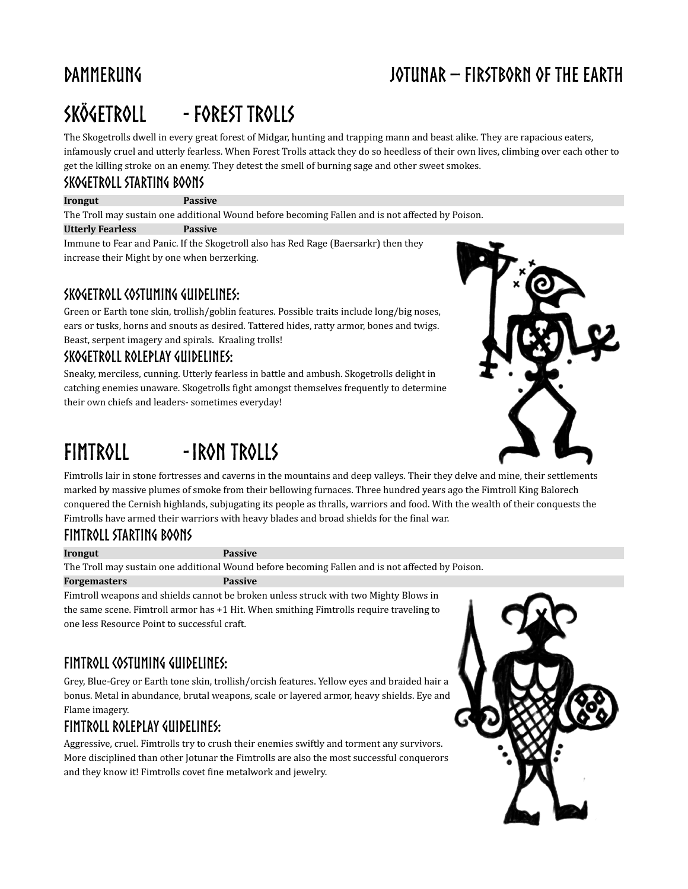# Skögetroll - Forest Trolls

The Skogetrolls dwell in every great forest of Midgar, hunting and trapping mann and beast alike. They are rapacious eaters, infamously cruel and utterly fearless. When Forest Trolls attack they do so heedless of their own lives, climbing over each other to get the killing stroke on an enemy. They detest the smell of burning sage and other sweet smokes.

## Skogetroll Starting Boons

**Irongut** **Passive**

The Troll may sustain one additional Wound before becoming Fallen and is not affected by Poison.

**Utterly Fearless** **Passive**

Immune to Fear and Panic. If the Skogetroll also has Red Rage (Baersarkr) then they increase their Might by one when berzerking.

## Skogetroll Costuming Guidelines:

Green or Earth tone skin, trollish/goblin features. Possible traits include long/big noses, ears or tusks, horns and snouts as desired. Tattered hides, ratty armor, bones and twigs. Beast, serpent imagery and spirals. Kraaling trolls!

## Skogetroll Roleplay Guidelines:

Sneaky, merciless, cunning. Utterly fearless in battle and ambush. Skogetrolls delight in catching enemies unaware. Skogetrolls fight amongst themselves frequently to determine their own chiefs and leaders- sometimes everyday!

# Fimtroll -Iron Trolls

Fimtrolls lair in stone fortresses and caverns in the mountains and deep valleys. Their they delve and mine, their settlements marked by massive plumes of smoke from their bellowing furnaces. Three hundred years ago the Fimtroll King Balorech conquered the Cernish highlands, subjugating its people as thralls, warriors and food. With the wealth of their conquests the Fimtrolls have armed their warriors with heavy blades and broad shields for the final war.

## Fimtroll Starting Boons

**Irongut** **Passive**

The Troll may sustain one additional Wound before becoming Fallen and is not affected by Poison.

**Forgemasters** **Passive**

Fimtroll weapons and shields cannot be broken unless struck with two Mighty Blows in the same scene. Fimtroll armor has +1 Hit. When smithing Fimtrolls require traveling to one less Resource Point to successful craft.

## Fimtroll Costuming Guidelines:

Grey, Blue-Grey or Earth tone skin, trollish/orcish features. Yellow eyes and braided hair a bonus. Metal in abundance, brutal weapons, scale or layered armor, heavy shields. Eye and Flame imagery.

## Fimtroll Roleplay Guidelines:

Aggressive, cruel. Fimtrolls try to crush their enemies swiftly and torment any survivors. More disciplined than other Jotunar the Fimtrolls are also the most successful conquerors and they know it! Fimtrolls covet fine metalwork and jewelry.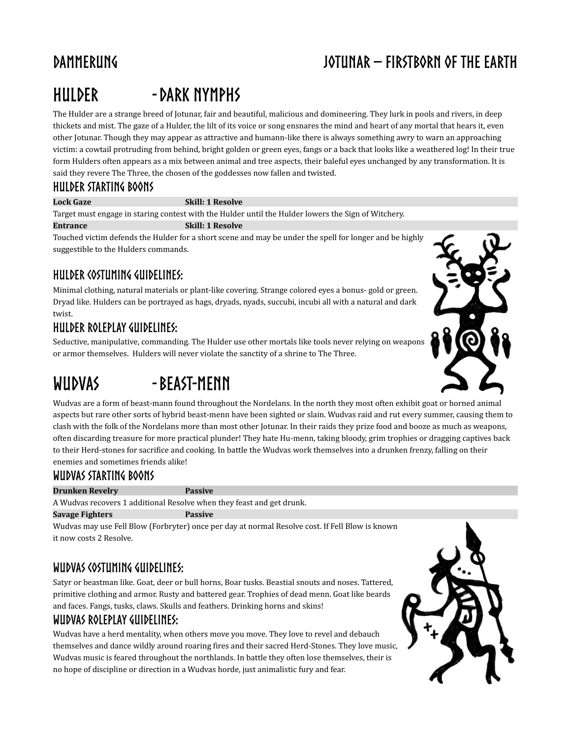# HULDER - DARK NYMPHS

The Hulder are a strange breed of Jotunar, fair and beautiful, malicious and domineering. They lurk in pools and rivers, in deep thickets and mist. The gaze of a Hulder, the lilt of its voice or song ensnares the mind and heart of any mortal that hears it, even other Jotunar. Though they may appear as attractive and humann-like there is always something awry to warn an approaching victim: a cowtail protruding from behind, bright golden or green eyes, fangs or a back that looks like a weathered log! In their true form Hulders often appears as a mix between animal and tree aspects, their baleful eyes unchanged by any transformation. It is said they revere The Three, the chosen of the goddesses now fallen and twisted.

## HULDER STARTING BOONS

| **Lock Gaze** | **Skill: 1 Resolve** |
|---|---|

Target must engage in staring contest with the Hulder until the Hulder lowers the Sign of Witchery.

| **Entrance** | **Skill: 1 Resolve** |
|---|---|

Touched victim defends the Hulder for a short scene and may be under the spell for longer and be highly suggestible to the Hulders commands.

## HULDER COSTUMING GUIDELINES:

Minimal clothing, natural materials or plant-like covering. Strange colored eyes a bonus- gold or green. Dryad like. Hulders can be portrayed as hags, dryads, nyads, succubi, incubi all with a natural and dark twist.

## HULDER ROLEPLAY GUIDELINES:

Seductive, manipulative, commanding. The Hulder use other mortals like tools never relying on weapons or armor themselves. Hulders will never violate the sanctity of a shrine to The Three.

# WUDVAS - BEAST-MENN

Wudvas are a form of beast-mann found throughout the Nordelans. In the north they most often exhibit goat or horned animal aspects but rare other sorts of hybrid beast-menn have been sighted or slain. Wudvas raid and rut every summer, causing them to clash with the folk of the Nordelans more than most other Jotunar. In their raids they prize food and booze as much as weapons, often discarding treasure for more practical plunder! They hate Hu-menn, taking bloody, grim trophies or dragging captives back to their Herd-stones for sacrifice and cooking. In battle the Wudvas work themselves into a drunken frenzy, falling on their enemies and sometimes friends alike!

## WUDVAS STARTING BOONS

| **Drunken Revelry** | **Passive** |
|---|---|

A Wudvas recovers 1 additional Resolve when they feast and get drunk.

| **Savage Fighters** | **Passive** |
|---|---|

Wudvas may use Fell Blow (Forbryter) once per day at normal Resolve cost. If Fell Blow is known it now costs 2 Resolve.

## WUDVAS COSTUMING GUIDELINES:

Satyr or beastman like. Goat, deer or bull horns, Boar tusks. Beastial snouts and noses. Tattered, primitive clothing and armor. Rusty and battered gear. Trophies of dead menn. Goat like beards and faces. Fangs, tusks, claws. Skulls and feathers. Drinking horns and skins!

## WUDVAS ROLEPLAY GUIDELINES:

Wudvas have a herd mentality, when others move you move. They love to revel and debauch themselves and dance wildly around roaring fires and their sacred Herd-Stones. They love music, Wudvas music is feared throughout the northlands. In battle they often lose themselves, their is no hope of discipline or direction in a Wudvas horde, just animalistic fury and fear.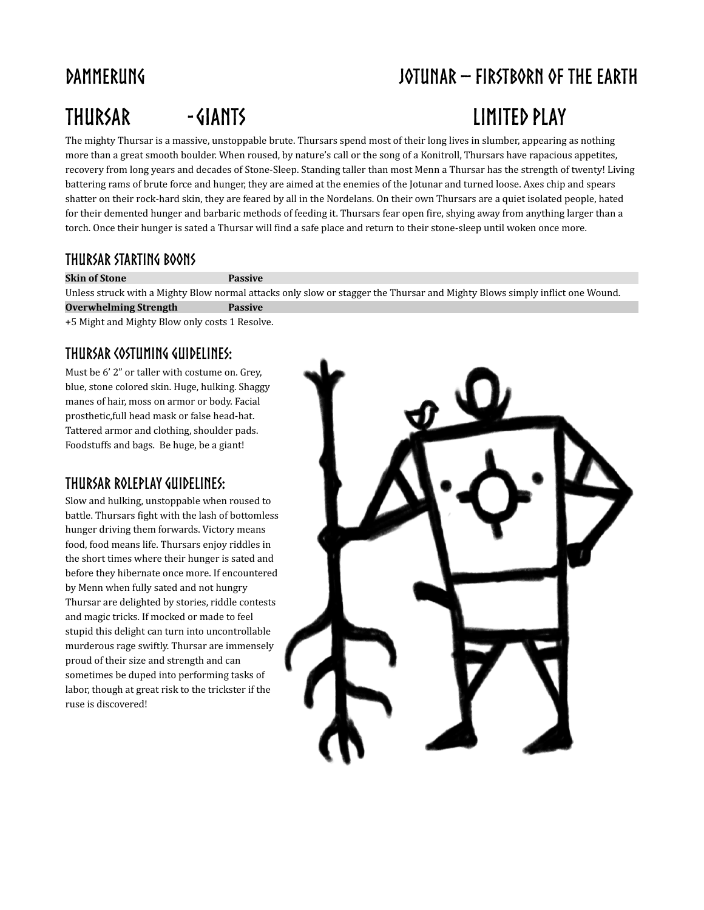# DAMMERUNG — JOTUNAR – FIRSTBORN OF THE EARTH

## THURSAR - GIANTS — LIMITED PLAY

The mighty Thursar is a massive, unstoppable brute. Thursars spend most of their long lives in slumber, appearing as nothing more than a great smooth boulder. When roused, by nature's call or the song of a Konitroll, Thursars have rapacious appetites, recovery from long years and decades of Stone-Sleep. Standing taller than most Menn a Thursar has the strength of twenty! Living battering rams of brute force and hunger, they are aimed at the enemies of the Jotunar and turned loose. Axes chip and spears shatter on their rock-hard skin, they are feared by all in the Nordelans. On their own Thursars are a quiet isolated people, hated for their demented hunger and barbaric methods of feeding it. Thursars fear open fire, shying away from anything larger than a torch. Once their hunger is sated a Thursar will find a safe place and return to their stone-sleep until woken once more.

### THURSAR STARTING BOONS

| **Skin of Stone** | **Passive** |
|---|---|
| Unless struck with a Mighty Blow normal attacks only slow or stagger the Thursar and Mighty Blows simply inflict one Wound. | |
| **Overwhelming Strength** | **Passive** |
| +5 Might and Mighty Blow only costs 1 Resolve. | |

### THURSAR COSTUMING GUIDELINES:

Must be 6' 2" or taller with costume on. Grey, blue, stone colored skin. Huge, hulking. Shaggy manes of hair, moss on armor or body. Facial prosthetic,full head mask or false head-hat. Tattered armor and clothing, shoulder pads. Foodstuffs and bags. Be huge, be a giant!

### THURSAR ROLEPLAY GUIDELINES:

Slow and hulking, unstoppable when roused to battle. Thursars fight with the lash of bottomless hunger driving them forwards. Victory means food, food means life. Thursars enjoy riddles in the short times where their hunger is sated and before they hibernate once more. If encountered by Menn when fully sated and not hungry Thursar are delighted by stories, riddle contests and magic tricks. If mocked or made to feel stupid this delight can turn into uncontrollable murderous rage swiftly. Thursar are immensely proud of their size and strength and can sometimes be duped into performing tasks of labor, though at great risk to the trickster if the ruse is discovered!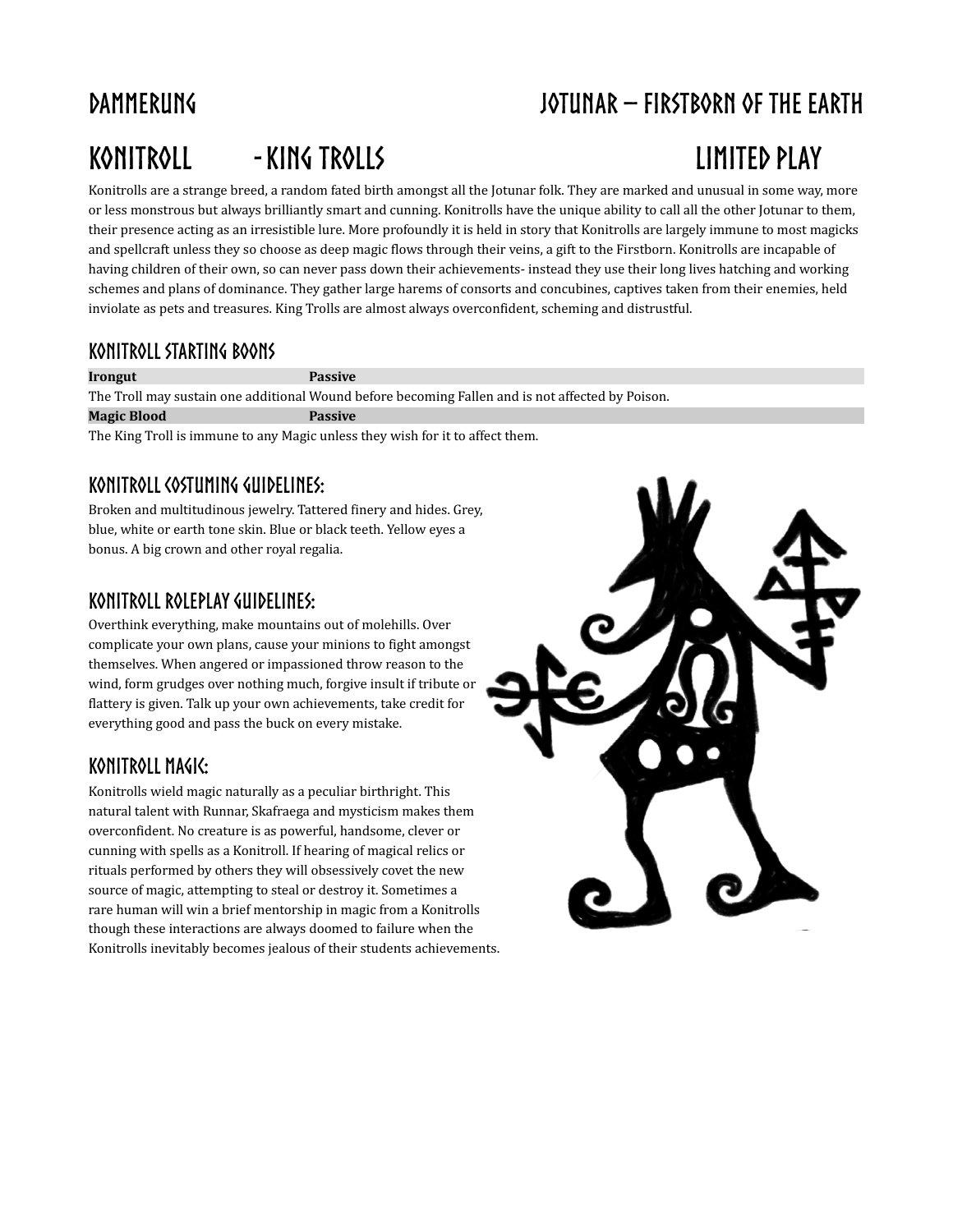# DAMMERUNG — JOTUNAR – FIRSTBORN OF THE EARTH

## KONITROLL - KING TROLLS — LIMITED PLAY

Konitrolls are a strange breed, a random fated birth amongst all the Jotunar folk. They are marked and unusual in some way, more or less monstrous but always brilliantly smart and cunning. Konitrolls have the unique ability to call all the other Jotunar to them, their presence acting as an irresistible lure. More profoundly it is held in story that Konitrolls are largely immune to most magicks and spellcraft unless they so choose as deep magic flows through their veins, a gift to the Firstborn. Konitrolls are incapable of having children of their own, so can never pass down their achievements- instead they use their long lives hatching and working schemes and plans of dominance. They gather large harems of consorts and concubines, captives taken from their enemies, held inviolate as pets and treasures. King Trolls are almost always overconfident, scheming and distrustful.

### KONITROLL STARTING BOONS

| Irongut | Passive |
|---|---|
| The Troll may sustain one additional Wound before becoming Fallen and is not affected by Poison. | |
| **Magic Blood** | **Passive** |
| The King Troll is immune to any Magic unless they wish for it to affect them. | |

### KONITROLL COSTUMING GUIDELINES:

Broken and multitudinous jewelry. Tattered finery and hides. Grey, blue, white or earth tone skin. Blue or black teeth. Yellow eyes a bonus. A big crown and other royal regalia.

### KONITROLL ROLEPLAY GUIDELINES:

Overthink everything, make mountains out of molehills. Over complicate your own plans, cause your minions to fight amongst themselves. When angered or impassioned throw reason to the wind, form grudges over nothing much, forgive insult if tribute or flattery is given. Talk up your own achievements, take credit for everything good and pass the buck on every mistake.

### KONITROLL MAGIC:

Konitrolls wield magic naturally as a peculiar birthright. This natural talent with Runnar, Skafraega and mysticism makes them overconfident. No creature is as powerful, handsome, clever or cunning with spells as a Konitroll. If hearing of magical relics or rituals performed by others they will obsessively covet the new source of magic, attempting to steal or destroy it. Sometimes a rare human will win a brief mentorship in magic from a Konitrolls though these interactions are always doomed to failure when the Konitrolls inevitably becomes jealous of their students achievements.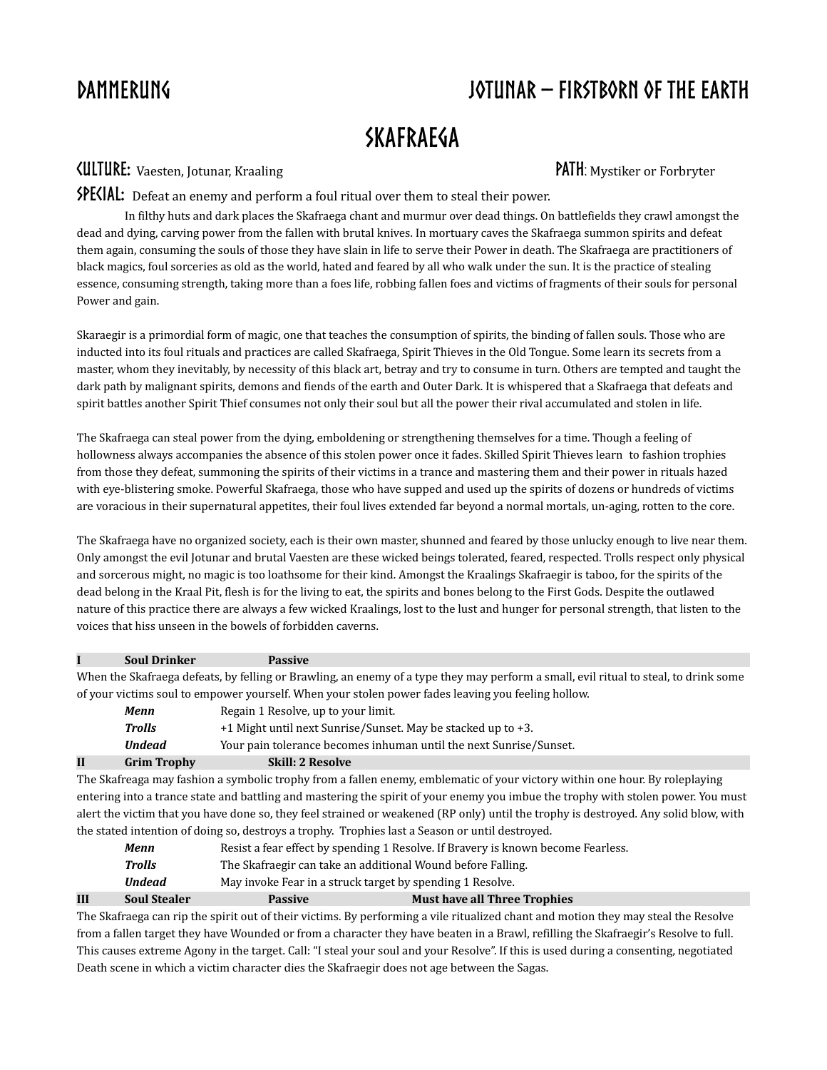# SKAFRAEGA

**CULTURE:** Vaesten, Jotunar, Kraaling

**PATH**: Mystiker or Forbryter

**SPECIAL:** Defeat an enemy and perform a foul ritual over them to steal their power.

In filthy huts and dark places the Skafraega chant and murmur over dead things. On battlefields they crawl amongst the dead and dying, carving power from the fallen with brutal knives. In mortuary caves the Skafraega summon spirits and defeat them again, consuming the souls of those they have slain in life to serve their Power in death. The Skafraega are practitioners of black magics, foul sorceries as old as the world, hated and feared by all who walk under the sun. It is the practice of stealing essence, consuming strength, taking more than a foes life, robbing fallen foes and victims of fragments of their souls for personal Power and gain.

Skaraegir is a primordial form of magic, one that teaches the consumption of spirits, the binding of fallen souls. Those who are inducted into its foul rituals and practices are called Skafraega, Spirit Thieves in the Old Tongue. Some learn its secrets from a master, whom they inevitably, by necessity of this black art, betray and try to consume in turn. Others are tempted and taught the dark path by malignant spirits, demons and fiends of the earth and Outer Dark. It is whispered that a Skafraega that defeats and spirit battles another Spirit Thief consumes not only their soul but all the power their rival accumulated and stolen in life.

The Skafraega can steal power from the dying, emboldening or strengthening themselves for a time. Though a feeling of hollowness always accompanies the absence of this stolen power once it fades. Skilled Spirit Thieves learn to fashion trophies from those they defeat, summoning the spirits of their victims in a trance and mastering them and their power in rituals hazed with eye-blistering smoke. Powerful Skafraega, those who have supped and used up the spirits of dozens or hundreds of victims are voracious in their supernatural appetites, their foul lives extended far beyond a normal mortals, un-aging, rotten to the core.

The Skafraega have no organized society, each is their own master, shunned and feared by those unlucky enough to live near them. Only amongst the evil Jotunar and brutal Vaesten are these wicked beings tolerated, feared, respected. Trolls respect only physical and sorcerous might, no magic is too loathsome for their kind. Amongst the Kraalings Skafraegir is taboo, for the spirits of the dead belong in the Kraal Pit, flesh is for the living to eat, the spirits and bones belong to the First Gods. Despite the outlawed nature of this practice there are always a few wicked Kraalings, lost to the lust and hunger for personal strength, that listen to the voices that hiss unseen in the bowels of forbidden caverns.

| **I** | **Soul Drinker** | **Passive** |
|---|---|---|

When the Skafraega defeats, by felling or Brawling, an enemy of a type they may perform a small, evil ritual to steal, to drink some of your victims soul to empower yourself. When your stolen power fades leaving you feeling hollow.

| | |
|---|---|
| ***Menn*** | Regain 1 Resolve, up to your limit. |
| ***Trolls*** | +1 Might until next Sunrise/Sunset. May be stacked up to +3. |
| ***Undead*** | Your pain tolerance becomes inhuman until the next Sunrise/Sunset. |

| **II** | **Grim Trophy** | **Skill: 2 Resolve** |
|---|---|---|

The Skafreaga may fashion a symbolic trophy from a fallen enemy, emblematic of your victory within one hour. By roleplaying entering into a trance state and battling and mastering the spirit of your enemy you imbue the trophy with stolen power. You must alert the victim that you have done so, they feel strained or weakened (RP only) until the trophy is destroyed. Any solid blow, with the stated intention of doing so, destroys a trophy. Trophies last a Season or until destroyed.

| | |
|---|---|
| ***Menn*** | Resist a fear effect by spending 1 Resolve. If Bravery is known become Fearless. |
| ***Trolls*** | The Skafraegir can take an additional Wound before Falling. |
| ***Undead*** | May invoke Fear in a struck target by spending 1 Resolve. |

| **III** | **Soul Stealer** | **Passive** | **Must have all Three Trophies** |
|---|---|---|---|

The Skafraega can rip the spirit out of their victims. By performing a vile ritualized chant and motion they may steal the Resolve from a fallen target they have Wounded or from a character they have beaten in a Brawl, refilling the Skafraegir's Resolve to full. This causes extreme Agony in the target. Call: "I steal your soul and your Resolve". If this is used during a consenting, negotiated Death scene in which a victim character dies the Skafraegir does not age between the Sagas.